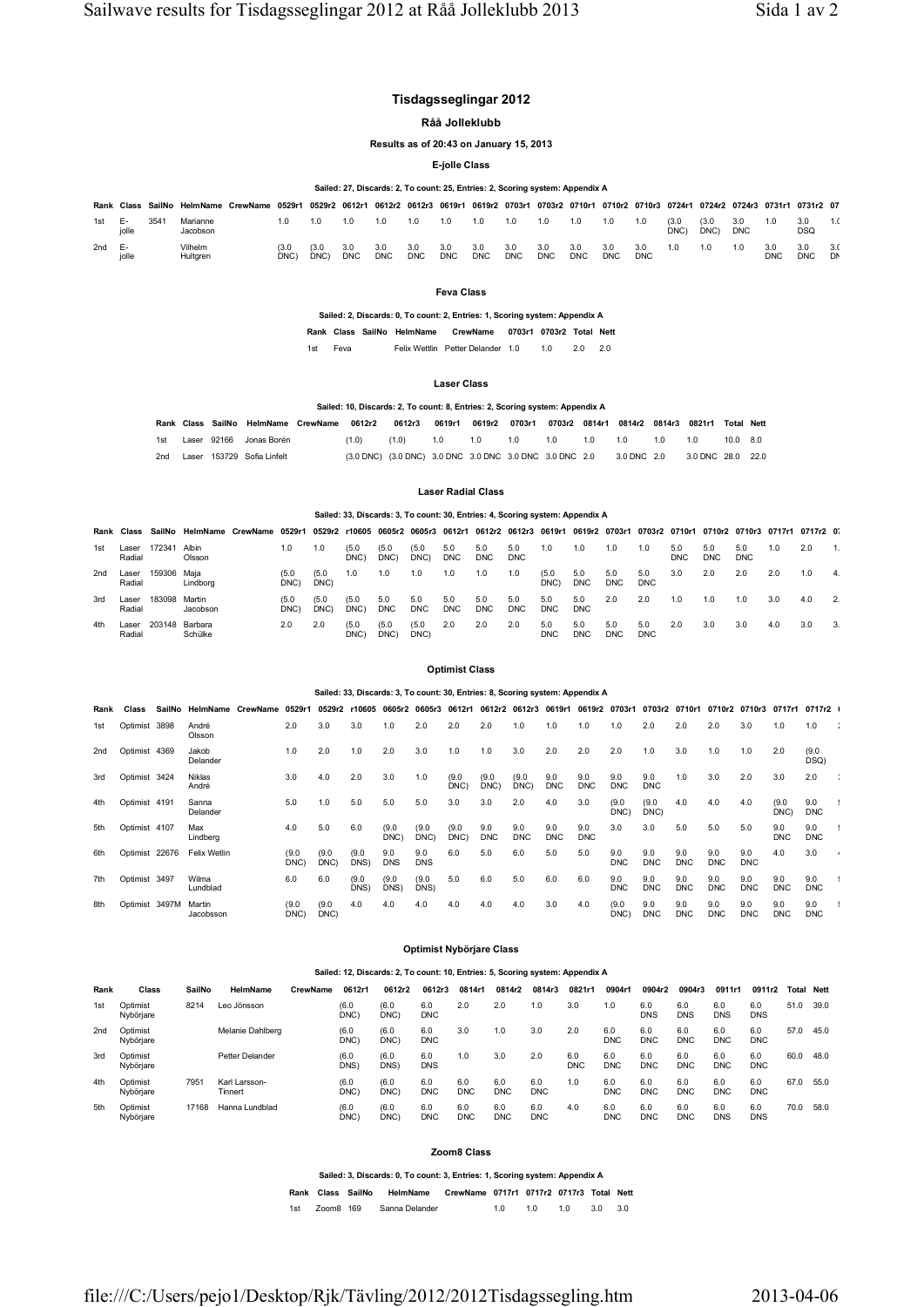# Tisdagsseglingar 2012

## Råå Jolleklubb

### Results as of 20:43 on January 15, 2013

#### E-jolle Class

Sailed: 27, Discards: 2, To count: 25, Entries: 2, Scoring system: Appendix A

| Rank | Class | SailNo | HelmName | CrewName | 0529r1 | 0529r2 | 0612r1 | 0612r2 | 0612r3 | 0619r1 | 0619r2 | 0703r1 | 0703r2 | 0710r1 | 0710r2 | 0710r3 | 0724r1 | 0724r2 | 0724r3 | 0731r1 | 0731r2 | 07 |
|---|---|---|---|---|---|---|---|---|---|---|---|---|---|---|---|---|---|---|---|---|---|---|
| 1st | E-jolle | 3541 | Marianne Jacobson | | 1.0 | 1.0 | 1.0 | 1.0 | 1.0 | 1.0 | 1.0 | 1.0 | 1.0 | 1.0 | 1.0 | 1.0 | (3.0 DNC) | (3.0 DNC) | 3.0 DNC | 1.0 | 3.0 DSQ | 1.( |
| 2nd | E-jolle | | Vilhelm Hultgren | | (3.0 DNC) | (3.0 DNC) | 3.0 DNC | 3.0 DNC | 3.0 DNC | 3.0 DNC | 3.0 DNC | 3.0 DNC | 3.0 DNC | 3.0 DNC | 3.0 DNC | 3.0 DNC | 1.0 | 1.0 | 1.0 | 3.0 DNC | 3.0 DNC | 3.( DN |

#### Feva Class

Sailed: 2, Discards: 0, To count: 2, Entries: 1, Scoring system: Appendix A

| Rank | Class | SailNo | HelmName | CrewName | 0703r1 | 0703r2 | Total | Nett |
|---|---|---|---|---|---|---|---|---|
| 1st | Feva | | Felix Wettlin | Petter Delander | 1.0 | 1.0 | 2.0 | 2.0 |

#### Laser Class

Sailed: 10, Discards: 2, To count: 8, Entries: 2, Scoring system: Appendix A

| Rank | Class | SailNo | HelmName | CrewName | 0612r2 | 0612r3 | 0619r1 | 0619r2 | 0703r1 | 0703r2 | 0814r1 | 0814r2 | 0814r3 | 0821r1 | Total | Nett |
|---|---|---|---|---|---|---|---|---|---|---|---|---|---|---|---|---|
| 1st | Laser | 92166 | Jonas Borén | | (1.0) | (1.0) | 1.0 | 1.0 | 1.0 | 1.0 | 1.0 | 1.0 | 1.0 | 1.0 | 10.0 | 8.0 |
| 2nd | Laser | 153729 | Sofia Linfelt | | (3.0 DNC) | (3.0 DNC) | 3.0 DNC | 3.0 DNC | 3.0 DNC | 3.0 DNC | 2.0 | 3.0 DNC | 2.0 | 3.0 DNC | 28.0 | 22.0 |

#### Laser Radial Class

Sailed: 33, Discards: 3, To count: 30, Entries: 4, Scoring system: Appendix A

| Rank | Class | SailNo | HelmName | CrewName | 0529r1 | 0529r2 | r10605 | 0605r2 | 0605r3 | 0612r1 | 0612r2 | 0612r3 | 0619r1 | 0619r2 | 0703r1 | 0703r2 | 0710r1 | 0710r2 | 0710r3 | 0717r1 | 0717r2 | 07 |
|---|---|---|---|---|---|---|---|---|---|---|---|---|---|---|---|---|---|---|---|---|---|---|
| 1st | Laser Radial | 172341 | Albin Olsson | | 1.0 | 1.0 | (5.0 DNC) | (5.0 DNC) | (5.0 DNC) | 5.0 DNC | 5.0 DNC | 5.0 DNC | 1.0 | 1.0 | 1.0 | 1.0 | 5.0 DNC | 5.0 DNC | 5.0 DNC | 1.0 | 2.0 | 1. |
| 2nd | Laser Radial | 159306 | Maja Lindborg | | (5.0 DNC) | (5.0 DNC) | 1.0 | 1.0 | 1.0 | 1.0 | 1.0 | 1.0 | (5.0 DNC) | 5.0 DNC | 5.0 DNC | 5.0 DNC | 3.0 | 2.0 | 2.0 | 2.0 | 1.0 | 4. |
| 3rd | Laser Radial | 183098 | Martin Jacobson | | (5.0 DNC) | (5.0 DNC) | (5.0 DNC) | 5.0 DNC | 5.0 DNC | 5.0 DNC | 5.0 DNC | 5.0 DNC | 5.0 DNC | 5.0 DNC | 2.0 | 2.0 | 1.0 | 1.0 | 1.0 | 3.0 | 4.0 | 2. |
| 4th | Laser Radial | 203148 | Barbara Schülke | | 2.0 | 2.0 | (5.0 DNC) | (5.0 DNC) | (5.0 DNC) | 2.0 | 2.0 | 2.0 | 5.0 DNC | 5.0 DNC | 5.0 DNC | 5.0 DNC | 2.0 | 3.0 | 3.0 | 4.0 | 3.0 | 3. |

#### Optimist Class

Sailed: 33, Discards: 3, To count: 30, Entries: 8, Scoring system: Appendix A

| Rank | Class | SailNo | HelmName | CrewName | 0529r1 | 0529r2 | r10605 | 0605r2 | 0605r3 | 0612r1 | 0612r2 | 0612r3 | 0619r1 | 0619r2 | 0703r1 | 0703r2 | 0710r1 | 0710r2 | 0710r3 | 0717r1 | 0717r2 | ( |
|---|---|---|---|---|---|---|---|---|---|---|---|---|---|---|---|---|---|---|---|---|---|---|
| 1st | Optimist | 3898 | André Olsson | | 2.0 | 3.0 | 3.0 | 1.0 | 2.0 | 2.0 | 2.0 | 1.0 | 1.0 | 1.0 | 1.0 | 2.0 | 2.0 | 2.0 | 3.0 | 1.0 | 1.0 | : |
| 2nd | Optimist | 4369 | Jakob Delander | | 1.0 | 2.0 | 1.0 | 2.0 | 3.0 | 1.0 | 1.0 | 3.0 | 2.0 | 2.0 | 2.0 | 1.0 | 3.0 | 1.0 | 1.0 | 2.0 | (9.0 DSQ) | |
| 3rd | Optimist | 3424 | Niklas André | | 3.0 | 4.0 | 2.0 | 3.0 | 1.0 | (9.0 DNC) | (9.0 DNC) | (9.0 DNC) | 9.0 DNC | 9.0 DNC | 9.0 DNC | 9.0 DNC | 1.0 | 3.0 | 2.0 | 3.0 | 2.0 | : |
| 4th | Optimist | 4191 | Sanna Delander | | 5.0 | 1.0 | 5.0 | 5.0 | 5.0 | 3.0 | 3.0 | 2.0 | 4.0 | 3.0 | (9.0 DNC) | (9.0 DNC) | 4.0 | 4.0 | 4.0 | (9.0 DNC) | 9.0 DNC | ! |
| 5th | Optimist | 4107 | Max Lindberg | | 4.0 | 5.0 | 6.0 | (9.0 DNC) | (9.0 DNC) | (9.0 DNC) | 9.0 DNC | 9.0 DNC | 9.0 DNC | 9.0 DNC | 3.0 | 3.0 | 5.0 | 5.0 | 5.0 | 9.0 DNC | 9.0 DNC | ! |
| 6th | Optimist | 22676 | Felix Wetlin | | (9.0 DNC) | (9.0 DNC) | (9.0 DNS) | 9.0 DNS | 9.0 DNS | 6.0 | 5.0 | 6.0 | 5.0 | 5.0 | 9.0 DNC | 9.0 DNC | 9.0 DNC | 9.0 DNC | 9.0 DNC | 4.0 | 3.0 | ‹ |
| 7th | Optimist | 3497 | Wilma Lundblad | | 6.0 | 6.0 | (9.0 DNS) | (9.0 DNS) | (9.0 DNS) | 5.0 | 6.0 | 5.0 | 6.0 | 6.0 | 9.0 DNC | 9.0 DNC | 9.0 DNC | 9.0 DNC | 9.0 DNC | 9.0 DNC | 9.0 DNC | ! |
| 8th | Optimist | 3497M | Martin Jacobsson | | (9.0 DNC) | (9.0 DNC) | 4.0 | 4.0 | 4.0 | 4.0 | 4.0 | 4.0 | 3.0 | 4.0 | (9.0 DNC) | 9.0 DNC | 9.0 DNC | 9.0 DNC | 9.0 DNC | 9.0 DNC | 9.0 DNC | ! |

#### Optimist Nybörjare Class

Sailed: 12, Discards: 2, To count: 10, Entries: 5, Scoring system: Appendix A

| Rank | Class | SailNo | HelmName | CrewName | 0612r1 | 0612r2 | 0612r3 | 0814r1 | 0814r2 | 0814r3 | 0821r1 | 0904r1 | 0904r2 | 0904r3 | 0911r1 | 0911r2 | Total | Nett |
|---|---|---|---|---|---|---|---|---|---|---|---|---|---|---|---|---|---|---|
| 1st | Optimist Nybörjare | 8214 | Leo Jönsson | | (6.0 DNC) | (6.0 DNC) | 6.0 DNC | 2.0 | 2.0 | 1.0 | 3.0 | 1.0 | 6.0 DNS | 6.0 DNS | 6.0 DNS | 6.0 DNS | 51.0 | 39.0 |
| 2nd | Optimist Nybörjare | | Melanie Dahlberg | | (6.0 DNC) | (6.0 DNC) | 6.0 DNC | 3.0 | 1.0 | 3.0 | 2.0 | 6.0 DNC | 6.0 DNC | 6.0 DNC | 6.0 DNC | 6.0 DNC | 57.0 | 45.0 |
| 3rd | Optimist Nybörjare | | Petter Delander | | (6.0 DNS) | (6.0 DNS) | 6.0 DNS | 1.0 | 3.0 | 2.0 | 6.0 DNC | 6.0 DNC | 6.0 DNC | 6.0 DNC | 6.0 DNC | 6.0 DNC | 60.0 | 48.0 |
| 4th | Optimist Nybörjare | 7951 | Karl Larsson-Tinnert | | (6.0 DNC) | (6.0 DNC) | 6.0 DNC | 6.0 DNC | 6.0 DNC | 6.0 DNC | 1.0 | 6.0 DNC | 6.0 DNC | 6.0 DNC | 6.0 DNC | 6.0 DNC | 67.0 | 55.0 |
| 5th | Optimist Nybörjare | 17168 | Hanna Lundblad | | (6.0 DNC) | (6.0 DNC) | 6.0 DNC | 6.0 DNC | 6.0 DNC | 6.0 DNC | 4.0 | 6.0 DNC | 6.0 DNC | 6.0 DNC | 6.0 DNS | 6.0 DNS | 70.0 | 58.0 |

#### Zoom8 Class

Sailed: 3, Discards: 0, To count: 3, Entries: 1, Scoring system: Appendix A

| Rank | Class | SailNo | HelmName | CrewName | 0717r1 | 0717r2 | 0717r3 | Total | Nett |
|---|---|---|---|---|---|---|---|---|---|
| 1st | Zoom8 | 169 | Sanna Delander | | 1.0 | 1.0 | 1.0 | 3.0 | 3.0 |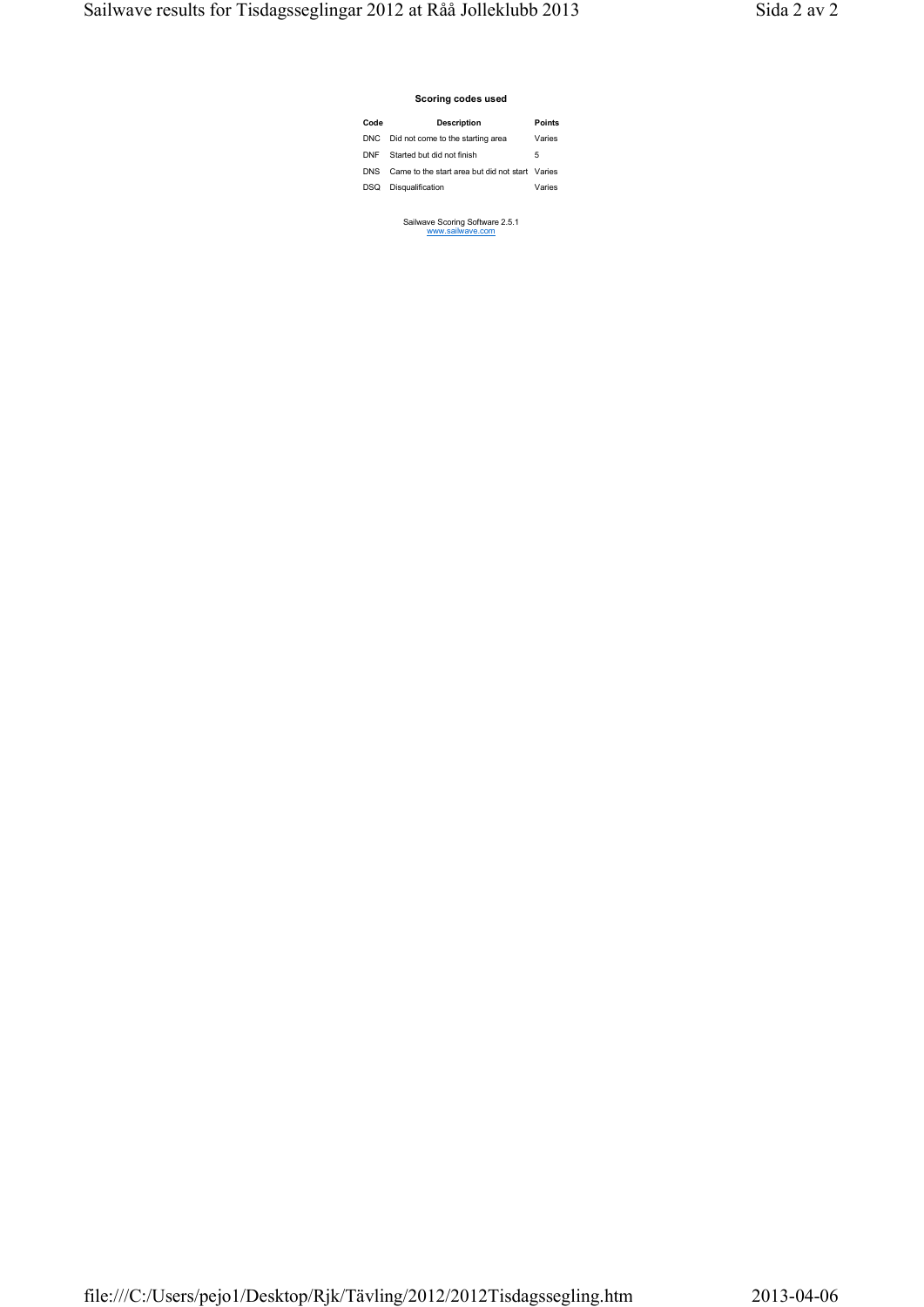### Scoring codes used

| Code | Description | Points |
| --- | --- | --- |
| DNC | Did not come to the starting area | Varies |
| DNF | Started but did not finish | 5 |
| DNS | Came to the start area but did not start | Varies |
| DSQ | Disqualification | Varies |

Sailwave Scoring Software 2.5.1
www.sailwave.com